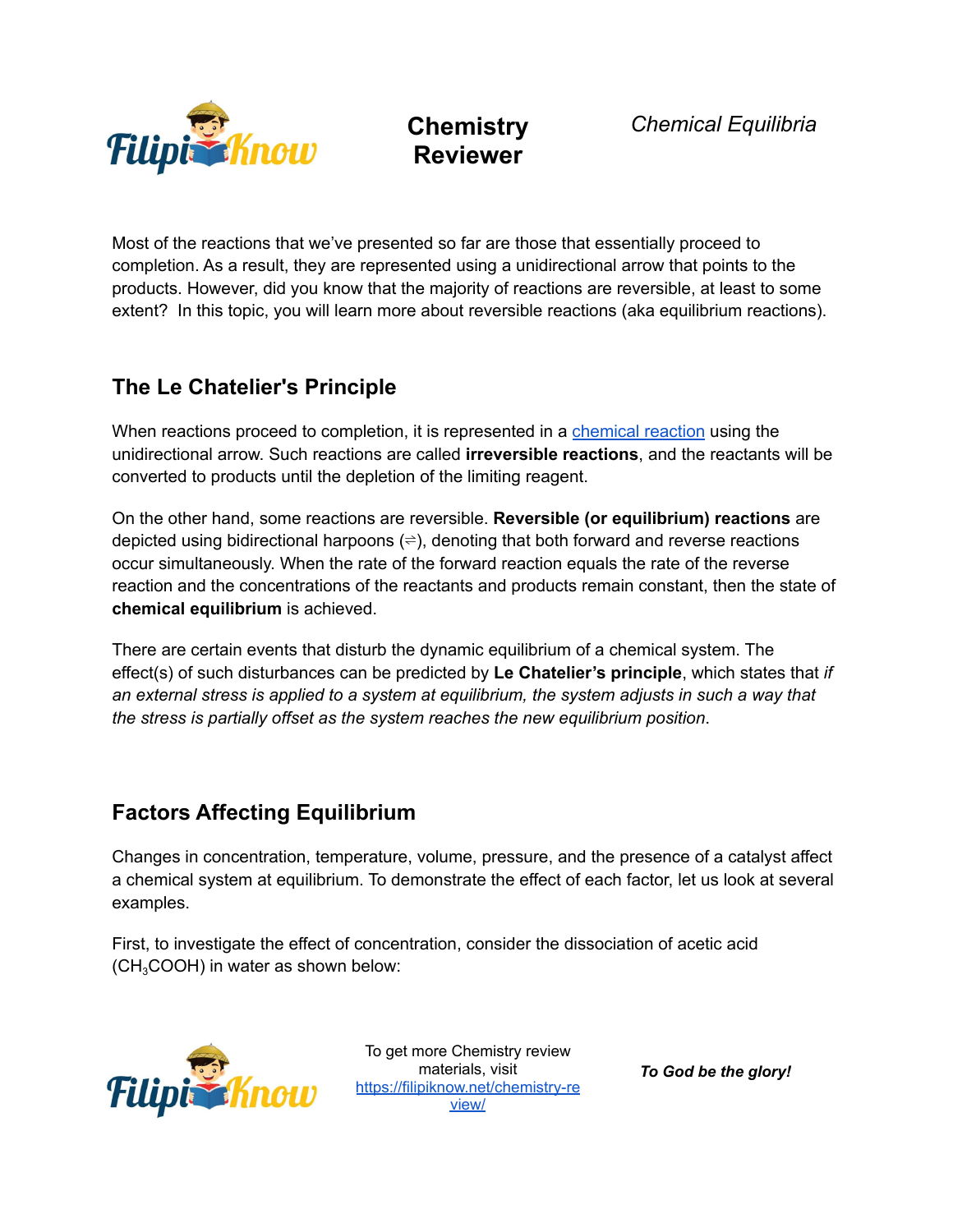Most of the reactions that we've presented so far are those that essentially proceed to completion. As a result, they are represented using a unidirectional arrow that points to the products. However, did you know that the majority of reactions are reversible, at least to some extent? In this topic, you will learn more about reversible reactions (aka equilibrium reactions).

## The Le Chatelier's Principle

When reactions proceed to completion, it is represented in a [chemical reaction](https://filipiknow.net/chemistry-review/) using the unidirectional arrow. Such reactions are called **irreversible reactions**, and the reactants will be converted to products until the depletion of the limiting reagent.

On the other hand, some reactions are reversible. **Reversible (or equilibrium) reactions** are depicted using bidirectional harpoons ($\rightleftharpoons$), denoting that both forward and reverse reactions occur simultaneously. When the rate of the forward reaction equals the rate of the reverse reaction and the concentrations of the reactants and products remain constant, then the state of **chemical equilibrium** is achieved.

There are certain events that disturb the dynamic equilibrium of a chemical system. The effect(s) of such disturbances can be predicted by **Le Chatelier's principle**, which states that *if an external stress is applied to a system at equilibrium, the system adjusts in such a way that the stress is partially offset as the system reaches the new equilibrium position*.

## Factors Affecting Equilibrium

Changes in concentration, temperature, volume, pressure, and the presence of a catalyst affect a chemical system at equilibrium. To demonstrate the effect of each factor, let us look at several examples.

First, to investigate the effect of concentration, consider the dissociation of acetic acid ($CH_3COOH$) in water as shown below: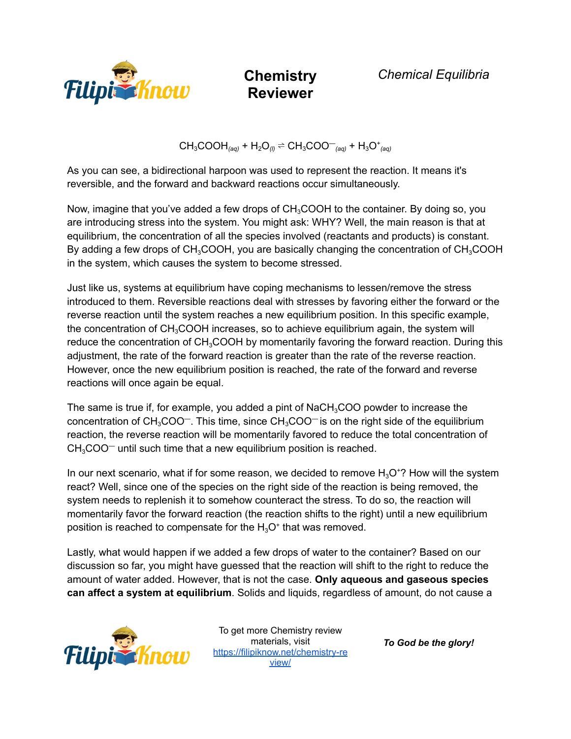$$CH_3COOH_{(aq)} + H_2O_{(l)} \rightleftharpoons CH_3COO^-_{(aq)} + H_3O^+_{(aq)}$$

As you can see, a bidirectional harpoon was used to represent the reaction. It means it's reversible, and the forward and backward reactions occur simultaneously.

Now, imagine that you've added a few drops of $CH_3COOH$ to the container. By doing so, you are introducing stress into the system. You might ask: WHY? Well, the main reason is that at equilibrium, the concentration of all the species involved (reactants and products) is constant. By adding a few drops of $CH_3COOH$, you are basically changing the concentration of $CH_3COOH$ in the system, which causes the system to become stressed.

Just like us, systems at equilibrium have coping mechanisms to lessen/remove the stress introduced to them. Reversible reactions deal with stresses by favoring either the forward or the reverse reaction until the system reaches a new equilibrium position. In this specific example, the concentration of $CH_3COOH$ increases, so to achieve equilibrium again, the system will reduce the concentration of $CH_3COOH$ by momentarily favoring the forward reaction. During this adjustment, the rate of the forward reaction is greater than the rate of the reverse reaction. However, once the new equilibrium position is reached, the rate of the forward and reverse reactions will once again be equal.

The same is true if, for example, you added a pint of $NaCH_3COO$ powder to increase the concentration of $CH_3COO^-$. This time, since $CH_3COO^-$ is on the right side of the equilibrium reaction, the reverse reaction will be momentarily favored to reduce the total concentration of $CH_3COO^-$ until such time that a new equilibrium position is reached.

In our next scenario, what if for some reason, we decided to remove $H_3O^+$? How will the system react? Well, since one of the species on the right side of the reaction is being removed, the system needs to replenish it to somehow counteract the stress. To do so, the reaction will momentarily favor the forward reaction (the reaction shifts to the right) until a new equilibrium position is reached to compensate for the $H_3O^+$ that was removed.

Lastly, what would happen if we added a few drops of water to the container? Based on our discussion so far, you might have guessed that the reaction will shift to the right to reduce the amount of water added. However, that is not the case. **Only aqueous and gaseous species can affect a system at equilibrium**. Solids and liquids, regardless of amount, do not cause a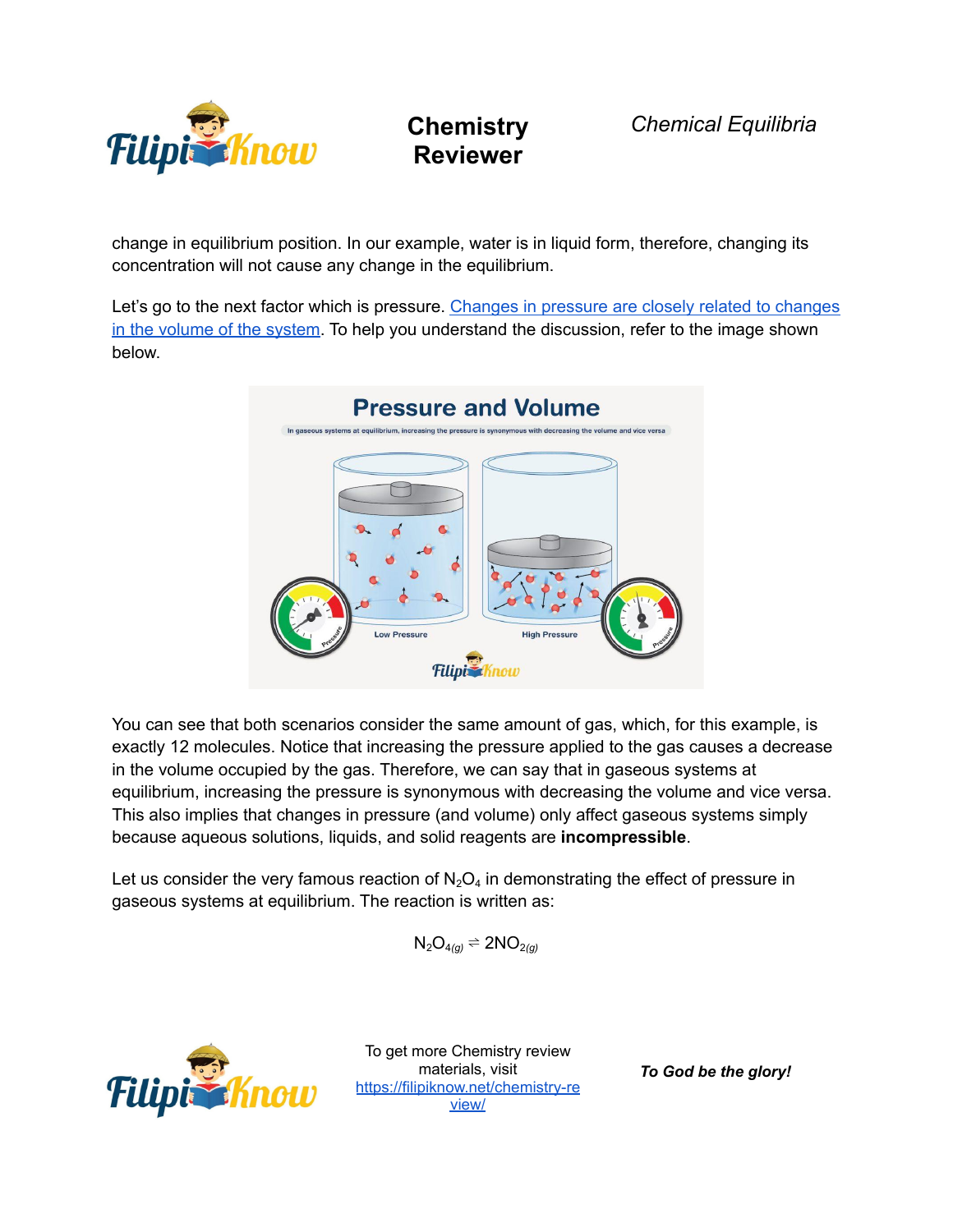change in equilibrium position. In our example, water is in liquid form, therefore, changing its concentration will not cause any change in the equilibrium.

Let's go to the next factor which is pressure. [Changes in pressure are closely related to changes in the volume of the system](). To help you understand the discussion, refer to the image shown below.

You can see that both scenarios consider the same amount of gas, which, for this example, is exactly 12 molecules. Notice that increasing the pressure applied to the gas causes a decrease in the volume occupied by the gas. Therefore, we can say that in gaseous systems at equilibrium, increasing the pressure is synonymous with decreasing the volume and vice versa. This also implies that changes in pressure (and volume) only affect gaseous systems simply because aqueous solutions, liquids, and solid reagents are **incompressible**.

Let us consider the very famous reaction of $N_2O_4$ in demonstrating the effect of pressure in gaseous systems at equilibrium. The reaction is written as:

$$N_2O_{4(g)} \rightleftharpoons 2NO_{2(g)}$$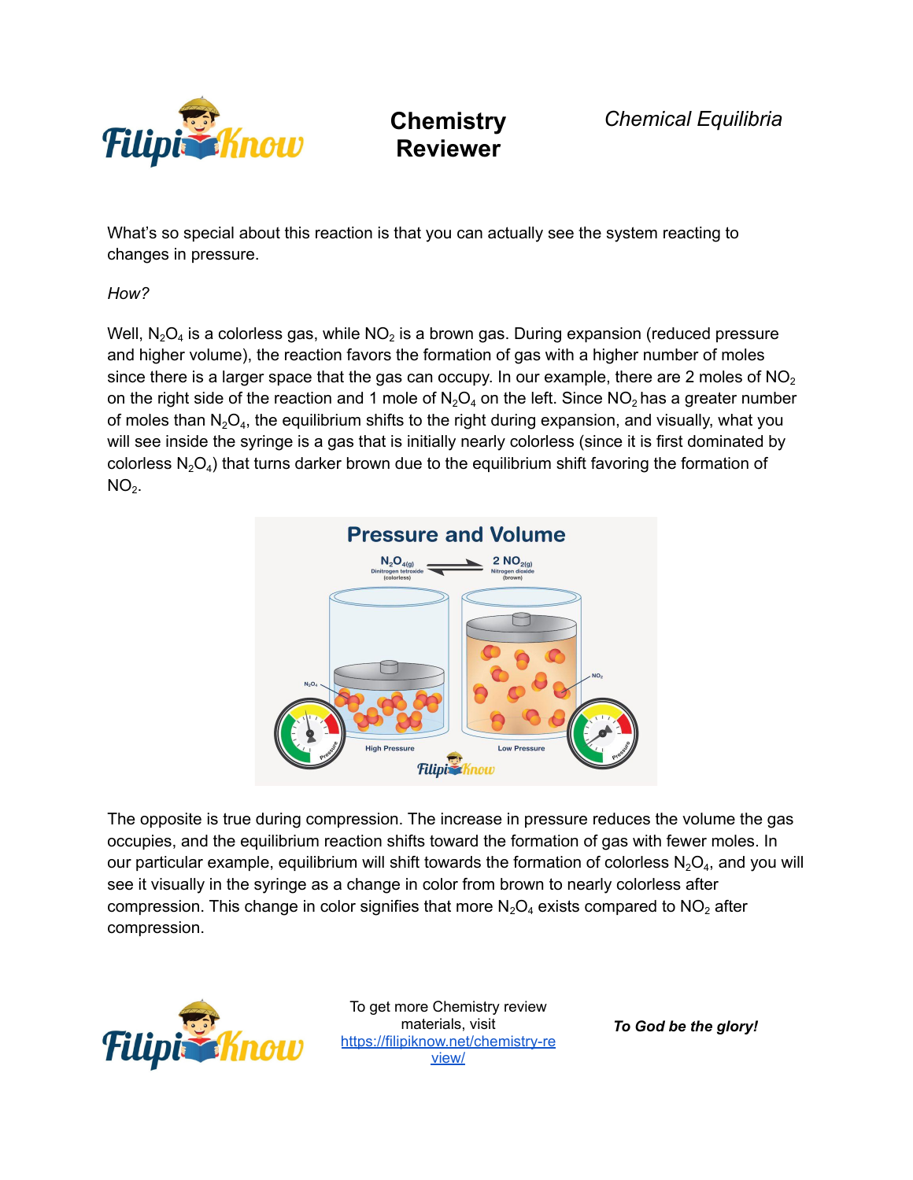What's so special about this reaction is that you can actually see the system reacting to changes in pressure.

*How?*

Well, $N_2O_4$ is a colorless gas, while $NO_2$ is a brown gas. During expansion (reduced pressure and higher volume), the reaction favors the formation of gas with a higher number of moles since there is a larger space that the gas can occupy. In our example, there are 2 moles of $NO_2$ on the right side of the reaction and 1 mole of $N_2O_4$ on the left. Since $NO_2$ has a greater number of moles than $N_2O_4$, the equilibrium shifts to the right during expansion, and visually, what you will see inside the syringe is a gas that is initially nearly colorless (since it is first dominated by colorless $N_2O_4$) that turns darker brown due to the equilibrium shift favoring the formation of $NO_2$.

The opposite is true during compression. The increase in pressure reduces the volume the gas occupies, and the equilibrium reaction shifts toward the formation of gas with fewer moles. In our particular example, equilibrium will shift towards the formation of colorless $N_2O_4$, and you will see it visually in the syringe as a change in color from brown to nearly colorless after compression. This change in color signifies that more $N_2O_4$ exists compared to $NO_2$ after compression.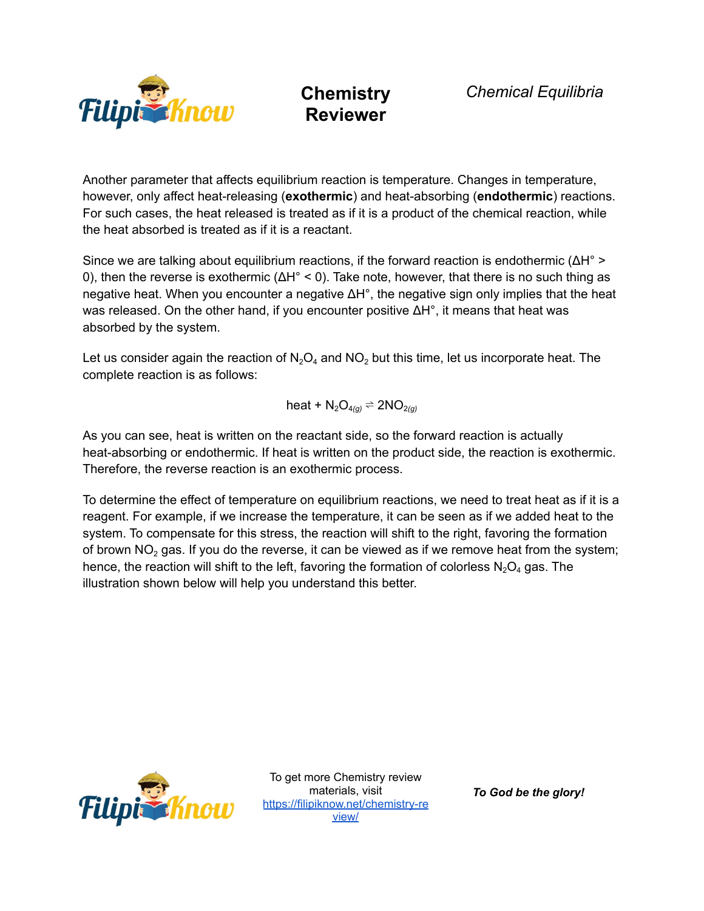Another parameter that affects equilibrium reaction is temperature. Changes in temperature, however, only affect heat-releasing (**exothermic**) and heat-absorbing (**endothermic**) reactions. For such cases, the heat released is treated as if it is a product of the chemical reaction, while the heat absorbed is treated as if it is a reactant.

Since we are talking about equilibrium reactions, if the forward reaction is endothermic ($\Delta H° > 0$), then the reverse is exothermic ($\Delta H° < 0$). Take note, however, that there is no such thing as negative heat. When you encounter a negative $\Delta H°$, the negative sign only implies that the heat was released. On the other hand, if you encounter positive $\Delta H°$, it means that heat was absorbed by the system.

Let us consider again the reaction of $N_2O_4$ and $NO_2$ but this time, let us incorporate heat. The complete reaction is as follows:

$$\text{heat} + N_2O_{4(g)} \rightleftharpoons 2NO_{2(g)}$$

As you can see, heat is written on the reactant side, so the forward reaction is actually heat-absorbing or endothermic. If heat is written on the product side, the reaction is exothermic. Therefore, the reverse reaction is an exothermic process.

To determine the effect of temperature on equilibrium reactions, we need to treat heat as if it is a reagent. For example, if we increase the temperature, it can be seen as if we added heat to the system. To compensate for this stress, the reaction will shift to the right, favoring the formation of brown $NO_2$ gas. If you do the reverse, it can be viewed as if we remove heat from the system; hence, the reaction will shift to the left, favoring the formation of colorless $N_2O_4$ gas. The illustration shown below will help you understand this better.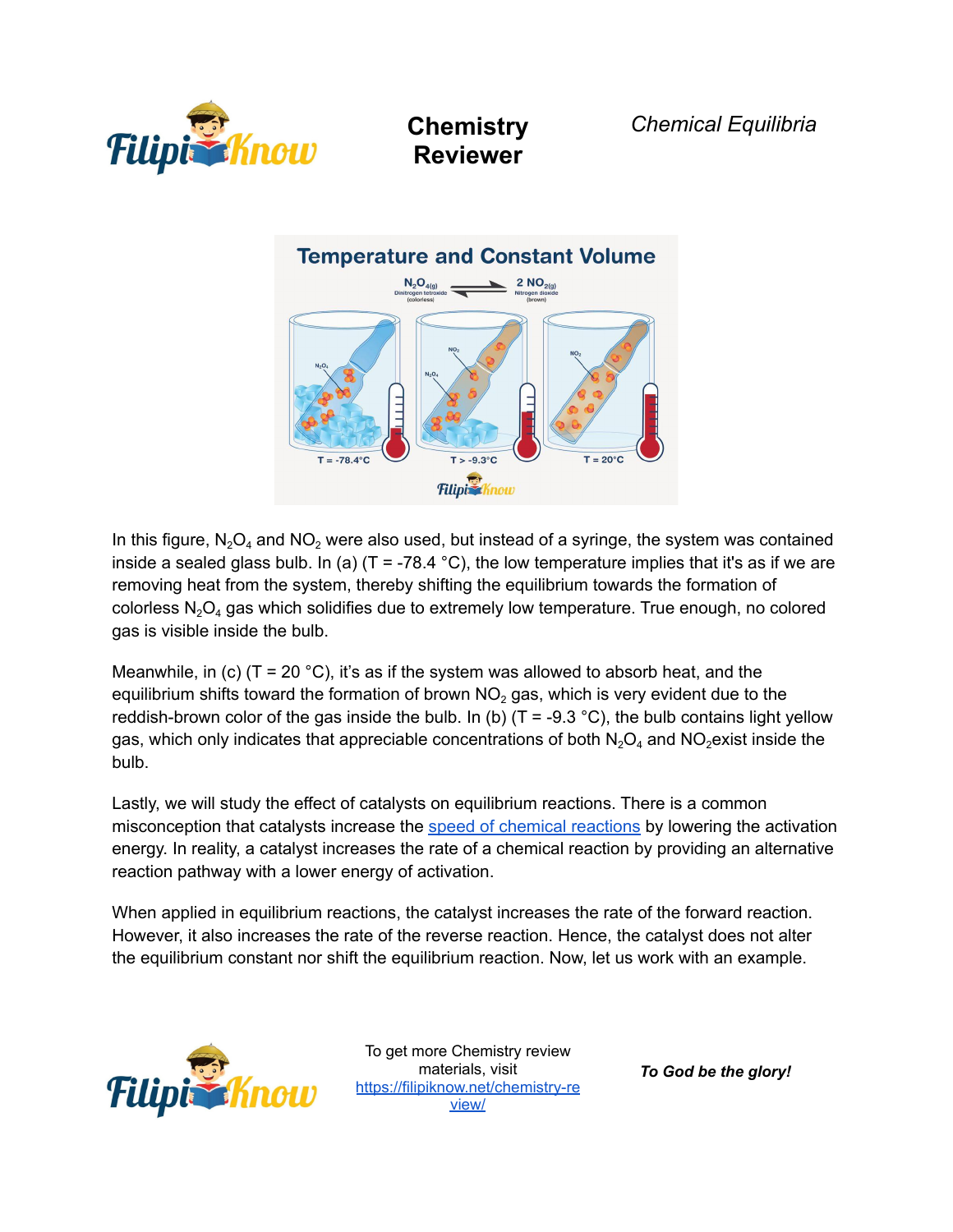In this figure, $N_2O_4$ and $NO_2$ were also used, but instead of a syringe, the system was contained inside a sealed glass bulb. In (a) (T = -78.4 °C), the low temperature implies that it's as if we are removing heat from the system, thereby shifting the equilibrium towards the formation of colorless $N_2O_4$ gas which solidifies due to extremely low temperature. True enough, no colored gas is visible inside the bulb.

Meanwhile, in (c) (T = 20 °C), it's as if the system was allowed to absorb heat, and the equilibrium shifts toward the formation of brown $NO_2$ gas, which is very evident due to the reddish-brown color of the gas inside the bulb. In (b) (T = -9.3 °C), the bulb contains light yellow gas, which only indicates that appreciable concentrations of both $N_2O_4$ and $NO_2$exist inside the bulb.

Lastly, we will study the effect of catalysts on equilibrium reactions. There is a common misconception that catalysts increase the speed of chemical reactions by lowering the activation energy. In reality, a catalyst increases the rate of a chemical reaction by providing an alternative reaction pathway with a lower energy of activation.

When applied in equilibrium reactions, the catalyst increases the rate of the forward reaction. However, it also increases the rate of the reverse reaction. Hence, the catalyst does not alter the equilibrium constant nor shift the equilibrium reaction. Now, let us work with an example.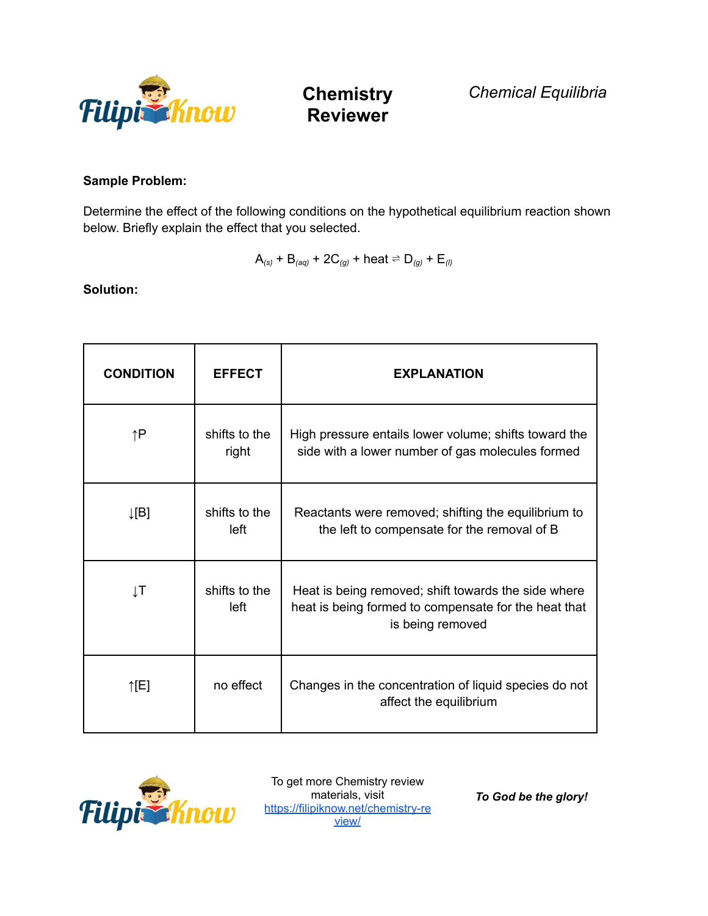**Sample Problem:**

Determine the effect of the following conditions on the hypothetical equilibrium reaction shown below. Briefly explain the effect that you selected.

$$A_{(s)} + B_{(aq)} + 2C_{(g)} + \text{heat} \rightleftharpoons D_{(g)} + E_{(l)}$$

**Solution:**

| CONDITION | EFFECT | EXPLANATION |
| --- | --- | --- |
| ↑P | shifts to the right | High pressure entails lower volume; shifts toward the side with a lower number of gas molecules formed |
| ↓[B] | shifts to the left | Reactants were removed; shifting the equilibrium to the left to compensate for the removal of B |
| ↓T | shifts to the left | Heat is being removed; shift towards the side where heat is being formed to compensate for the heat that is being removed |
| ↑[E] | no effect | Changes in the concentration of liquid species do not affect the equilibrium |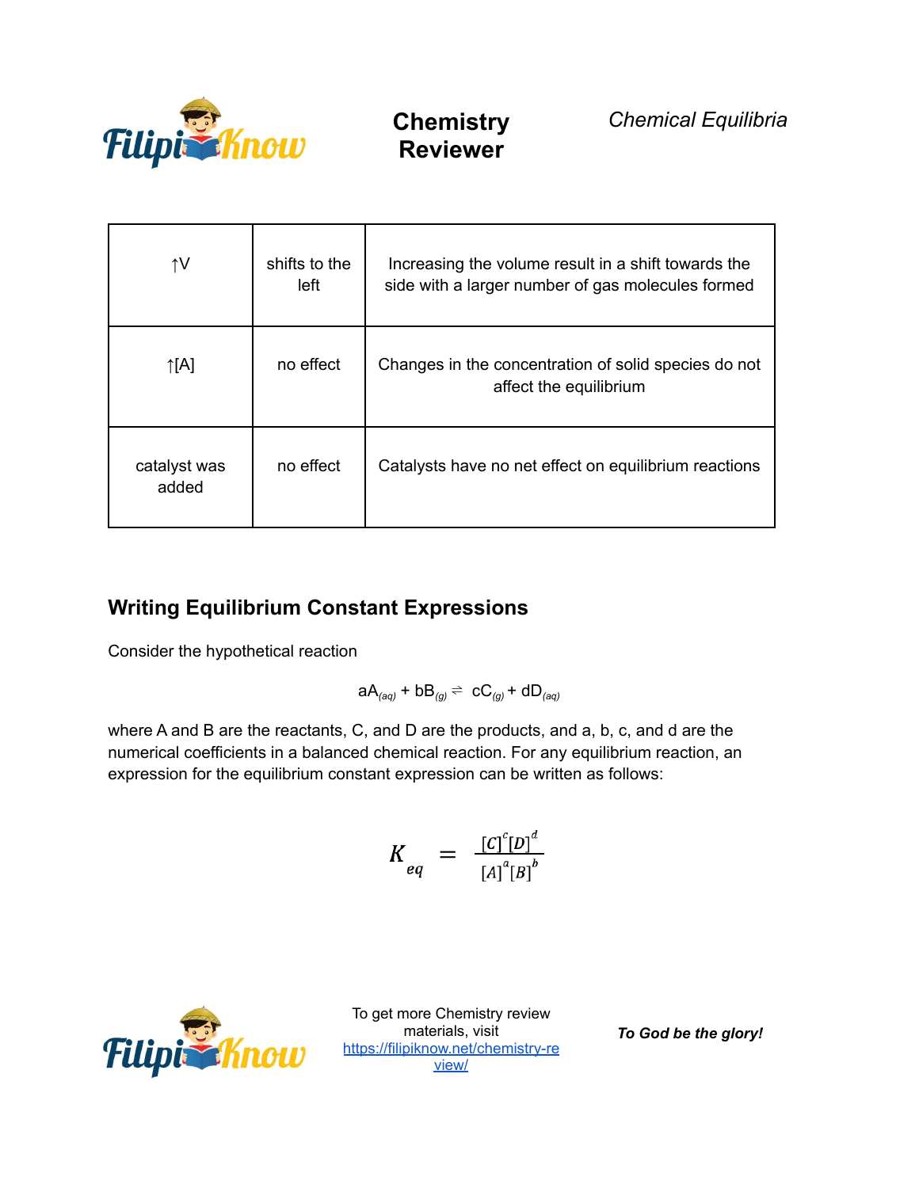| ↑V | shifts to the left | Increasing the volume result in a shift towards the side with a larger number of gas molecules formed |
|---|---|---|
| ↑[A] | no effect | Changes in the concentration of solid species do not affect the equilibrium |
| catalyst was added | no effect | Catalysts have no net effect on equilibrium reactions |

## Writing Equilibrium Constant Expressions

Consider the hypothetical reaction

$$aA_{(aq)} + bB_{(g)} \rightleftharpoons cC_{(g)} + dD_{(aq)}$$

where A and B are the reactants, C, and D are the products, and a, b, c, and d are the numerical coefficients in a balanced chemical reaction. For any equilibrium reaction, an expression for the equilibrium constant expression can be written as follows:

$$K_{eq} = \frac{[C]^c[D]^d}{[A]^a[B]^b}$$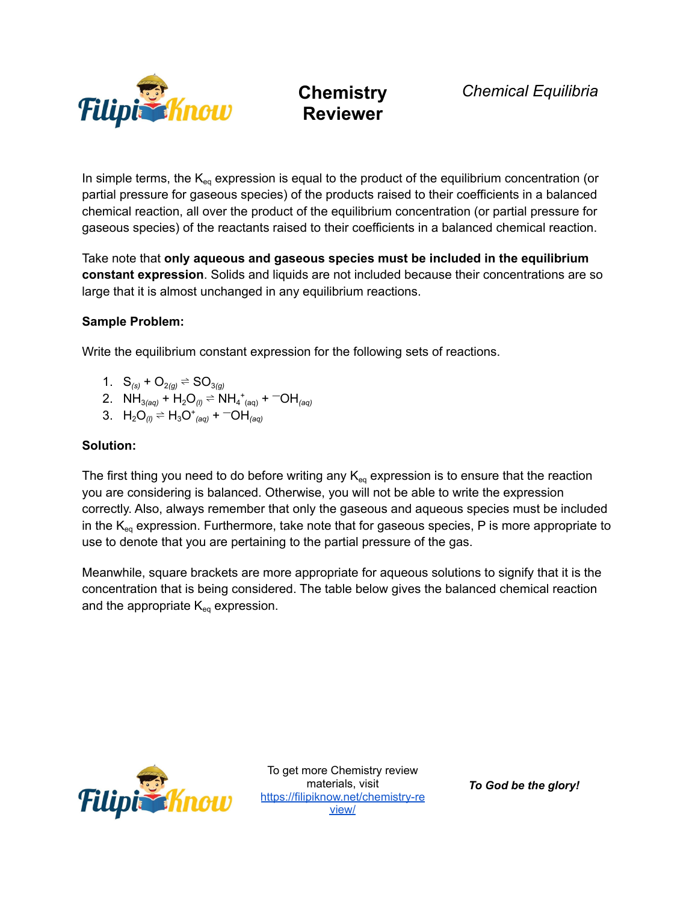In simple terms, the $K_{eq}$ expression is equal to the product of the equilibrium concentration (or partial pressure for gaseous species) of the products raised to their coefficients in a balanced chemical reaction, all over the product of the equilibrium concentration (or partial pressure for gaseous species) of the reactants raised to their coefficients in a balanced chemical reaction.

Take note that **only aqueous and gaseous species must be included in the equilibrium constant expression**. Solids and liquids are not included because their concentrations are so large that it is almost unchanged in any equilibrium reactions.

**Sample Problem:**

Write the equilibrium constant expression for the following sets of reactions.

1. $S_{(s)} + O_{2(g)} \rightleftharpoons SO_{3(g)}$
2. $NH_{3(aq)} + H_2O_{(l)} \rightleftharpoons NH_4^+{}_{(aq)} + {}^{-}OH_{(aq)}$
3. $H_2O_{(l)} \rightleftharpoons H_3O^+{}_{(aq)} + {}^{-}OH_{(aq)}$

**Solution:**

The first thing you need to do before writing any $K_{eq}$ expression is to ensure that the reaction you are considering is balanced. Otherwise, you will not be able to write the expression correctly. Also, always remember that only the gaseous and aqueous species must be included in the $K_{eq}$ expression. Furthermore, take note that for gaseous species, P is more appropriate to use to denote that you are pertaining to the partial pressure of the gas.

Meanwhile, square brackets are more appropriate for aqueous solutions to signify that it is the concentration that is being considered. The table below gives the balanced chemical reaction and the appropriate $K_{eq}$ expression.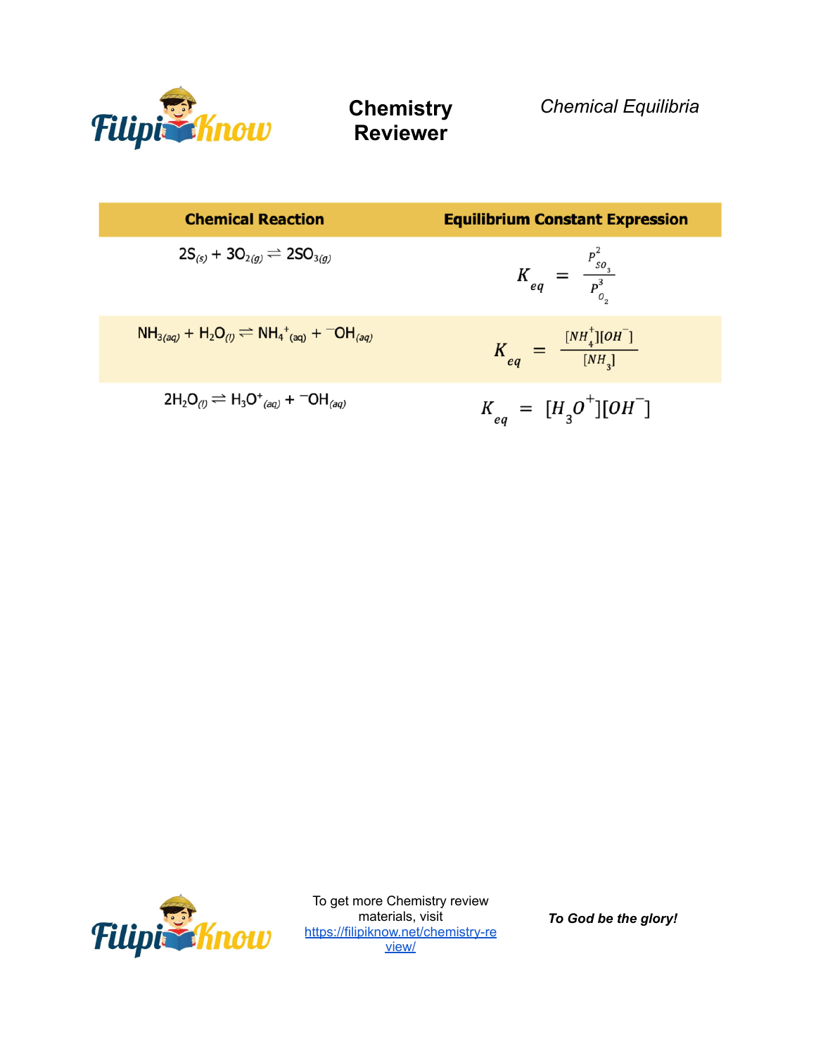| Chemical Reaction | Equilibrium Constant Expression |
|---|---|
| $2S_{(s)} + 3O_{2(g)} \rightleftharpoons 2SO_{3(g)}$ | $K_{eq} = \frac{P^2_{SO_3}}{P^3_{O_2}}$ |
| $NH_{3(aq)} + H_2O_{(l)} \rightleftharpoons NH_4^+{}_{(aq)} + {}^-OH_{(aq)}$ | $K_{eq} = \frac{[NH_4^+][OH^-]}{[NH_3]}$ |
| $2H_2O_{(l)} \rightleftharpoons H_3O^+{}_{(aq)} + {}^-OH_{(aq)}$ | $K_{eq} = [H_3O^+][OH^-]$ |

To get more Chemistry review materials, visit https://filipiknow.net/chemistry-review/

***To God be the glory!***